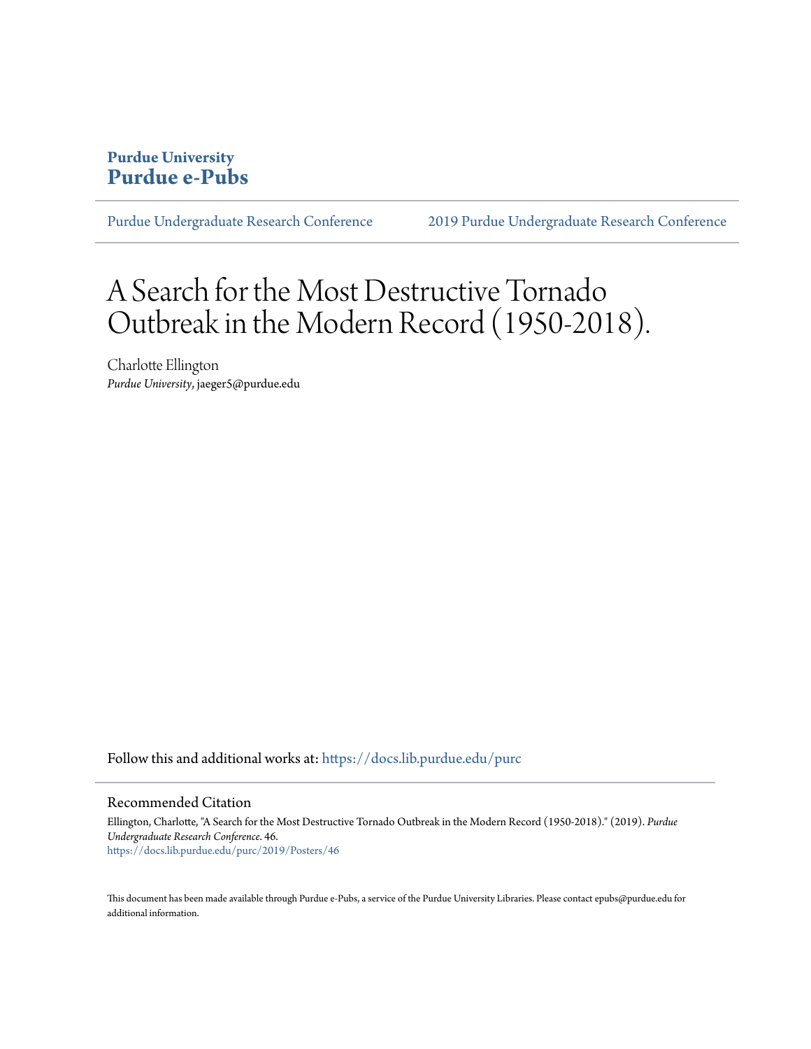Purdue University
**Purdue e-Pubs**

Purdue Undergraduate Research Conference | 2019 Purdue Undergraduate Research Conference

# A Search for the Most Destructive Tornado Outbreak in the Modern Record (1950-2018).

Charlotte Ellington
*Purdue University*, jaeger5@purdue.edu

Follow this and additional works at: https://docs.lib.purdue.edu/purc

## Recommended Citation

Ellington, Charlotte, "A Search for the Most Destructive Tornado Outbreak in the Modern Record (1950-2018)." (2019). *Purdue Undergraduate Research Conference*. 46.
https://docs.lib.purdue.edu/purc/2019/Posters/46

This document has been made available through Purdue e-Pubs, a service of the Purdue University Libraries. Please contact epubs@purdue.edu for additional information.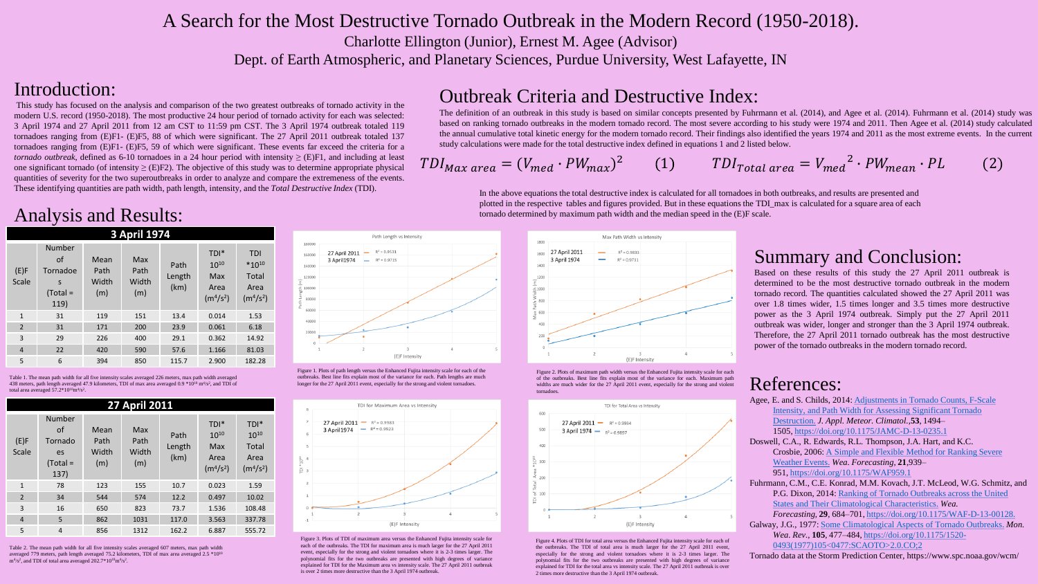# A Search for the Most Destructive Tornado Outbreak in the Modern Record (1950-2018).

Charlotte Ellington (Junior), Ernest M. Agee (Advisor)

Dept. of Earth Atmospheric, and Planetary Sciences, Purdue University, West Lafayette, IN

## Introduction:

This study has focused on the analysis and comparison of the two greatest outbreaks of tornado activity in the modern U.S. record (1950-2018). The most productive 24 hour period of tornado activity for each was selected: 3 April 1974 and 27 April 2011 from 12 am CST to 11:59 pm CST. The 3 April 1974 outbreak totaled 119 tornadoes ranging from (E)F1- (E)F5, 88 of which were significant. The 27 April 2011 outbreak totaled 137 tornadoes ranging from (E)F1- (E)F5, 59 of which were significant. These events far exceed the criteria for a *tornado outbreak*, defined as 6-10 tornadoes in a 24 hour period with intensity ≥ (E)F1, and including at least one significant tornado (of intensity ≥ (E)F2). The objective of this study was to determine appropriate physical quantities of severity for the two superoutbreaks in order to analyze and compare the extremeness of the events. These identifying quantities are path width, path length, intensity, and the *Total Destructive Index* (TDI).

## Analysis and Results:

**3 April 1974**

| (E)F Scale | Number of Tornadoes (Total = 119) | Mean Path Width (m) | Max Path Width (m) | Path Length (km) | TDI* $10^{10}$ Max Area ($m^4/s^2$) | TDI *$10^{10}$ Total Area ($m^4/s^2$) |
|---|---|---|---|---|---|---|
| 1 | 31 | 119 | 151 | 13.4 | 0.014 | 1.53 |
| 2 | 31 | 171 | 200 | 23.9 | 0.061 | 6.18 |
| 3 | 29 | 226 | 400 | 29.1 | 0.362 | 14.92 |
| 4 | 22 | 420 | 590 | 57.6 | 1.166 | 81.03 |
| 5 | 6 | 394 | 850 | 115.7 | 2.900 | 182.28 |

Table 1. The mean path width for all five intensity scales averaged 226 meters, max path width averaged 438 meters, path length averaged 47.9 kilometers, TDI of max area averaged 0.9 *$10^{10}$ $m^4/s^2$, and TDI of total area averaged 57.2*$10^{10}$$m^4/s^2$.

**27 April 2011**

| (E)F Scale | Number of Tornadoes (Total = 137) | Mean Path Width (m) | Max Path Width (m) | Path Length (km) | TDI* $10^{10}$ Max Area ($m^4/s^2$) | TDI* $10^{10}$ Total Area ($m^4/s^2$) |
|---|---|---|---|---|---|---|
| 1 | 78 | 123 | 155 | 10.7 | 0.023 | 1.59 |
| 2 | 34 | 544 | 574 | 12.2 | 0.497 | 10.02 |
| 3 | 16 | 650 | 823 | 73.7 | 1.536 | 108.48 |
| 4 | 5 | 862 | 1031 | 117.0 | 3.563 | 337.78 |
| 5 | 4 | 856 | 1312 | 162.2 | 6.887 | 555.72 |

Table 2. The mean path width for all five intensity scales averaged 607 meters, max path width averaged 779 meters, path length averaged 75.2 kilometers, TDI of max area averaged 2.5 *$10^{10}$ $m^4/s^2$, and TDI of total area averaged 202.7*$10^{10}$$m^4/s^2$.

Path Length vs Intensity

27 April 2011 — $R^2$ = 0.9531

3 April1974 — $R^2$ = 0.9715

Path Length (m)

(E)F Intensity

Figure 1. Plots of path length versus the Enhanced Fujita intensity scale for each of the outbreaks. Best line fits explain most of the variance for each. Path lengths are much longer for the 27 April 2011 event, especially for the strong and violent tornadoes.

Max Path Width vs Intensity

27 April 2011 — $R^2$ = 0.9831

3 April 1974 — $R^2$ = 0.9731

Max Path Width (m)

(E)F Intensity

Figure 2. Plots of maximum path width versus the Enhanced Fujita intensity scale for each of the outbreaks. Best line fits explain most of the variance for each. Maximum path widths are much wider for the 27 April 2011 event, especially for the strong and violent tornadoes.

TDI for Maximum Area vs Intensity

27 April 2011 — $R^2$ = 0.9983

3 April1974 — $R^2$ = 0.9923

TDI *$10^{10}$

(E)F Intensity

Figure 3. Plots of TDI of maximum area versus the Enhanced Fujita intensity scale for each of the outbreaks. The TDI for maximum area is much larger for the 27 April 2011 event, especially for the strong and violent tornadoes where it is 2-3 times larger. The polynomial fits for the two outbreaks are presented with high degrees of variance explained for TDI for the Maximum area vs intensity scale. The 27 April 2011 outbreak is over 2 times more destructive than the 3 April 1974 outbreak.

TDI for Total Area vs Intensity

27 April 2011 — $R^2$ = 0.9994

3 April 1974 — $R^2$ = 0.9897

TDI of Total Area *$10^{10}$

(E)F Intensity

Figure 4. Plots of TDI for total area versus the Enhanced Fujita intensity scale for each of the outbreaks. The TDI of total area is much larger for the 27 April 2011 event, especially for the strong and violent tornadoes where it is 2-3 times larger. The polynomial fits for the two outbreaks are presented with high degrees of variance explained for TDI for the total area vs intensity scale. The 27 April 2011 outbreak is over 2 times more destructive than the 3 April 1974 outbreak.

## Outbreak Criteria and Destructive Index:

The definition of an outbreak in this study is based on similar concepts presented by Fuhrmann et al. (2014), and Agee et al. (2014). Fuhrmann et al. (2014) study was based on ranking tornado outbreaks in the modern tornado record. The most severe according to his study were 1974 and 2011. Then Agee et al. (2014) study calculated the annual cumulative total kinetic energy for the modern tornado record. Their findings also identified the years 1974 and 2011 as the most extreme events. In the current study calculations were made for the total destructive index defined in equations 1 and 2 listed below.

$$TDI_{Max\ area} = (V_{med} \cdot PW_{max})^2 \qquad (1)$$

$$TDI_{Total\ area} = {V_{med}}^2 \cdot PW_{mean} \cdot PL \qquad (2)$$

In the above equations the total destructive index is calculated for all tornadoes in both outbreaks, and results are presented and plotted in the respective tables and figures provided. But in these equations the TDI_max is calculated for a square area of each tornado determined by maximum path width and the median speed in the (E)F scale.

## Summary and Conclusion:

Based on these results of this study the 27 April 2011 outbreak is determined to be the most destructive tornado outbreak in the modern tornado record. The quantities calculated showed the 27 April 2011 was over 1.8 times wider, 1.5 times longer and 3.5 times more destructive power as the 3 April 1974 outbreak. Simply put the 27 April 2011 outbreak was wider, longer and stronger than the 3 April 1974 outbreak. Therefore, the 27 April 2011 tornado outbreak has the most destructive power of the tornado outbreaks in the modern tornado record.

## References:

Agee, E. and S. Childs, 2014: Adjustments in Tornado Counts, F-Scale Intensity, and Path Width for Assessing Significant Tornado Destruction. *J. Appl. Meteor. Climatol.*,**53**, 1494–1505, https://doi.org/10.1175/JAMC-D-13-0235.1

Doswell, C.A., R. Edwards, R.L. Thompson, J.A. Hart, and K.C. Crosbie, 2006: A Simple and Flexible Method for Ranking Severe Weather Events. *Wea. Forecasting*, **21**,939–951, https://doi.org/10.1175/WAF959.1

Fuhrmann, C.M., C.E. Konrad, M.M. Kovach, J.T. McLeod, W.G. Schmitz, and P.G. Dixon, 2014: Ranking of Tornado Outbreaks across the United States and Their Climatological Characteristics. *Wea. Forecasting*, **29**, 684–701, https://doi.org/10.1175/WAF-D-13-00128.

Galway, J.G., 1977: Some Climatological Aspects of Tornado Outbreaks. *Mon. Wea. Rev.*, **105**, 477–484, https://doi.org/10.1175/1520-0493(1977)105<0477:SCAOTO>2.0.CO;2

Tornado data at the Storm Prediction Center, https://www.spc.noaa.gov/wcm/